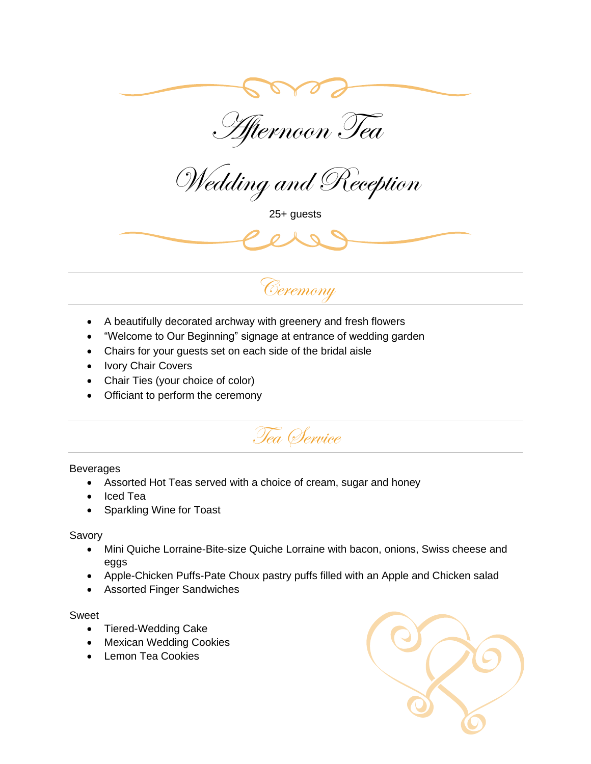# Afternoon Tea

# Wedding and Reception

25+ guests

## Ceremony

- A beautifully decorated archway with greenery and fresh flowers
- "Welcome to Our Beginning" signage at entrance of wedding garden
- Chairs for your guests set on each side of the bridal aisle
- Ivory Chair Covers
- Chair Ties (your choice of color)
- Officiant to perform the ceremony

## Tea Service

Beverages

- Assorted Hot Teas served with a choice of cream, sugar and honey
- Iced Tea
- Sparkling Wine for Toast

Savory

- Mini Quiche Lorraine-Bite-size Quiche Lorraine with bacon, onions, Swiss cheese and eggs
- Apple-Chicken Puffs-Pate Choux pastry puffs filled with an Apple and Chicken salad
- Assorted Finger Sandwiches

Sweet

- Tiered-Wedding Cake
- Mexican Wedding Cookies
- Lemon Tea Cookies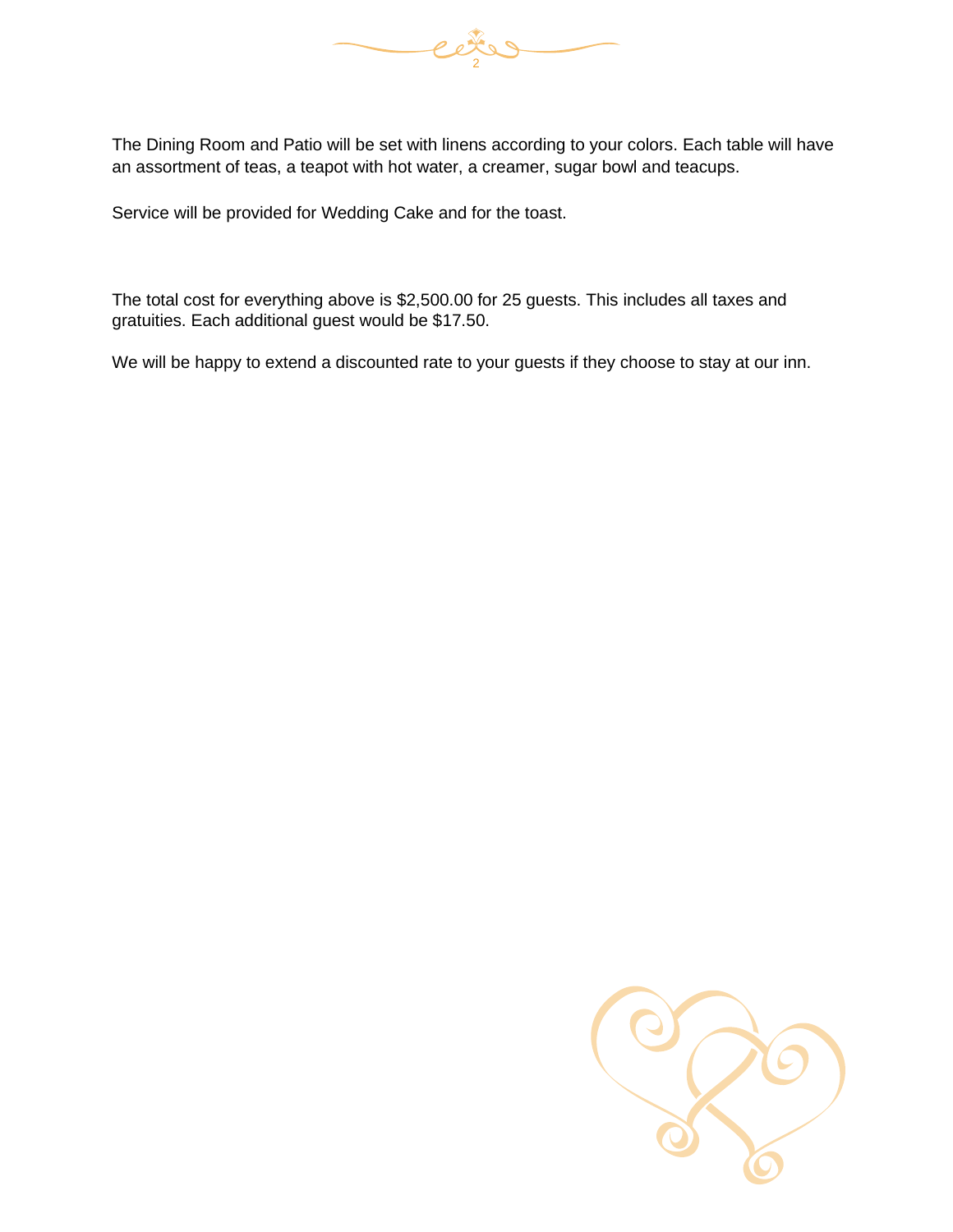The Dining Room and Patio will be set with linens according to your colors. Each table will have an assortment of teas, a teapot with hot water, a creamer, sugar bowl and teacups.

Service will be provided for Wedding Cake and for the toast.

The total cost for everything above is $2,500.00 for 25 guests. This includes all taxes and gratuities. Each additional guest would be $17.50.

We will be happy to extend a discounted rate to your guests if they choose to stay at our inn.